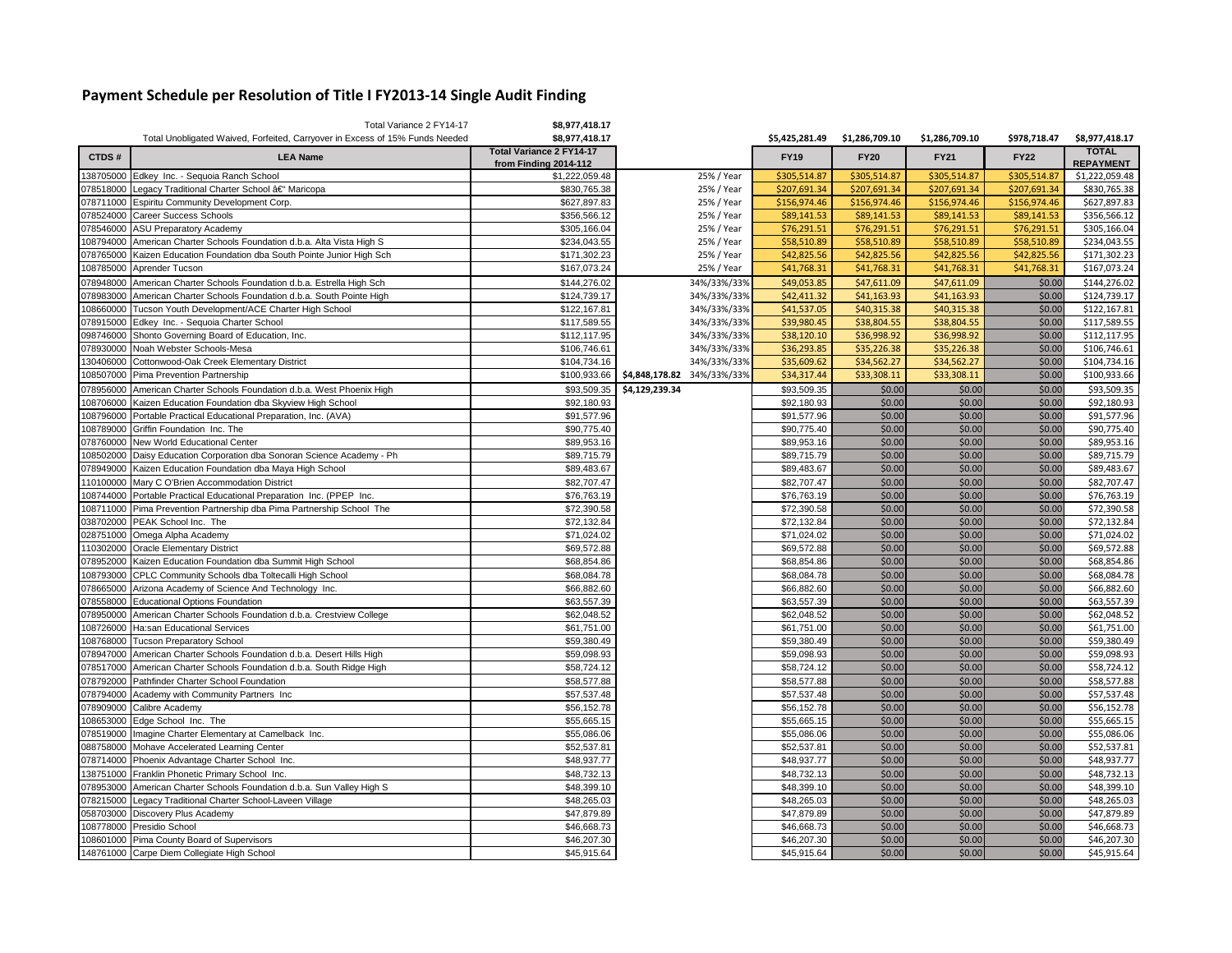# Payment Schedule per Resolution of Title I FY2013-14 Single Audit Finding

| | Total Variance 2 FY14-17 | $8,977,418.17 | | | | | | | |
|---|---|---|---|---|---|---|---|---|---|
| | Total Unobligated Waived, Forfeited, Carryover in Excess of 15% Funds Needed | $8,977,418.17 | | | $5,425,281.49 | $1,286,709.10 | $1,286,709.10 | $978,718.47 | $8,977,418.17 |
| **CTDS #** | **LEA Name** | **Total Variance 2 FY14-17 from Finding 2014-112** | | | **FY19** | **FY20** | **FY21** | **FY22** | **TOTAL REPAYMENT** |
| 138705000 | Edkey Inc. - Sequoia Ranch School | $1,222,059.48 | | 25% / Year | $305,514.87 | $305,514.87 | $305,514.87 | $305,514.87 | $1,222,059.48 |
| 078518000 | Legacy Traditional Charter School â€“ Maricopa | $830,765.38 | | 25% / Year | $207,691.34 | $207,691.34 | $207,691.34 | $207,691.34 | $830,765.38 |
| 078711000 | Espiritu Community Development Corp. | $627,897.83 | | 25% / Year | $156,974.46 | $156,974.46 | $156,974.46 | $156,974.46 | $627,897.83 |
| 078524000 | Career Success Schools | $356,566.12 | | 25% / Year | $89,141.53 | $89,141.53 | $89,141.53 | $89,141.53 | $356,566.12 |
| 078546000 | ASU Preparatory Academy | $305,166.04 | | 25% / Year | $76,291.51 | $76,291.51 | $76,291.51 | $76,291.51 | $305,166.04 |
| 108794000 | American Charter Schools Foundation d.b.a. Alta Vista High S | $234,043.55 | | 25% / Year | $58,510.89 | $58,510.89 | $58,510.89 | $58,510.89 | $234,043.55 |
| 078765000 | Kaizen Education Foundation dba South Pointe Junior High Sch | $171,302.23 | | 25% / Year | $42,825.56 | $42,825.56 | $42,825.56 | $42,825.56 | $171,302.23 |
| 108785000 | Aprender Tucson | $167,073.24 | | 25% / Year | $41,768.31 | $41,768.31 | $41,768.31 | $41,768.31 | $167,073.24 |
| 078948000 | American Charter Schools Foundation d.b.a. Estrella High Sch | $144,276.02 | | 34%/33%/33% | $49,053.85 | $47,611.09 | $47,611.09 | $0.00 | $144,276.02 |
| 078983000 | American Charter Schools Foundation d.b.a. South Pointe High | $124,739.17 | | 34%/33%/33% | $42,411.32 | $41,163.93 | $41,163.93 | $0.00 | $124,739.17 |
| 108660000 | Tucson Youth Development/ACE Charter High School | $122,167.81 | | 34%/33%/33% | $41,537.05 | $40,315.38 | $40,315.38 | $0.00 | $122,167.81 |
| 078915000 | Edkey Inc. - Sequoia Charter School | $117,589.55 | | 34%/33%/33% | $39,980.45 | $38,804.55 | $38,804.55 | $0.00 | $117,589.55 |
| 098746000 | Shonto Governing Board of Education, Inc. | $112,117.95 | | 34%/33%/33% | $38,120.10 | $36,998.92 | $36,998.92 | $0.00 | $112,117.95 |
| 078930000 | Noah Webster Schools-Mesa | $106,746.61 | | 34%/33%/33% | $36,293.85 | $35,226.38 | $35,226.38 | $0.00 | $106,746.61 |
| 130406000 | Cottonwood-Oak Creek Elementary District | $104,734.16 | | 34%/33%/33% | $35,609.62 | $34,562.27 | $34,562.27 | $0.00 | $104,734.16 |
| 108507000 | Pima Prevention Partnership | $100,933.66 | **$4,848,178.82** | 34%/33%/33% | $34,317.44 | $33,308.11 | $33,308.11 | $0.00 | $100,933.66 |
| 078956000 | American Charter Schools Foundation d.b.a. West Phoenix High | $93,509.35 | **$4,129,239.34** | | $93,509.35 | $0.00 | $0.00 | $0.00 | $93,509.35 |
| 108706000 | Kaizen Education Foundation dba Skyview High School | $92,180.93 | | | $92,180.93 | $0.00 | $0.00 | $0.00 | $92,180.93 |
| 108796000 | Portable Practical Educational Preparation, Inc. (AVA) | $91,577.96 | | | $91,577.96 | $0.00 | $0.00 | $0.00 | $91,577.96 |
| 108789000 | Griffin Foundation Inc. The | $90,775.40 | | | $90,775.40 | $0.00 | $0.00 | $0.00 | $90,775.40 |
| 078760000 | New World Educational Center | $89,953.16 | | | $89,953.16 | $0.00 | $0.00 | $0.00 | $89,953.16 |
| 108502000 | Daisy Education Corporation dba Sonoran Science Academy - Ph | $89,715.79 | | | $89,715.79 | $0.00 | $0.00 | $0.00 | $89,715.79 |
| 078949000 | Kaizen Education Foundation dba Maya High School | $89,483.67 | | | $89,483.67 | $0.00 | $0.00 | $0.00 | $89,483.67 |
| 110100000 | Mary C O'Brien Accommodation District | $82,707.47 | | | $82,707.47 | $0.00 | $0.00 | $0.00 | $82,707.47 |
| 108744000 | Portable Practical Educational Preparation Inc. (PPEP Inc. | $76,763.19 | | | $76,763.19 | $0.00 | $0.00 | $0.00 | $76,763.19 |
| 108711000 | Pima Prevention Partnership dba Pima Partnership School The | $72,390.58 | | | $72,390.58 | $0.00 | $0.00 | $0.00 | $72,390.58 |
| 038702000 | PEAK School Inc. The | $72,132.84 | | | $72,132.84 | $0.00 | $0.00 | $0.00 | $72,132.84 |
| 028751000 | Omega Alpha Academy | $71,024.02 | | | $71,024.02 | $0.00 | $0.00 | $0.00 | $71,024.02 |
| 110302000 | Oracle Elementary District | $69,572.88 | | | $69,572.88 | $0.00 | $0.00 | $0.00 | $69,572.88 |
| 078952000 | Kaizen Education Foundation dba Summit High School | $68,854.86 | | | $68,854.86 | $0.00 | $0.00 | $0.00 | $68,854.86 |
| 108793000 | CPLC Community Schools dba Toltecalli High School | $68,084.78 | | | $68,084.78 | $0.00 | $0.00 | $0.00 | $68,084.78 |
| 078665000 | Arizona Academy of Science And Technology Inc. | $66,882.60 | | | $66,882.60 | $0.00 | $0.00 | $0.00 | $66,882.60 |
| 078558000 | Educational Options Foundation | $63,557.39 | | | $63,557.39 | $0.00 | $0.00 | $0.00 | $63,557.39 |
| 078950000 | American Charter Schools Foundation d.b.a. Crestview College | $62,048.52 | | | $62,048.52 | $0.00 | $0.00 | $0.00 | $62,048.52 |
| 108726000 | Ha:san Educational Services | $61,751.00 | | | $61,751.00 | $0.00 | $0.00 | $0.00 | $61,751.00 |
| 108768000 | Tucson Preparatory School | $59,380.49 | | | $59,380.49 | $0.00 | $0.00 | $0.00 | $59,380.49 |
| 078947000 | American Charter Schools Foundation d.b.a. Desert Hills High | $59,098.93 | | | $59,098.93 | $0.00 | $0.00 | $0.00 | $59,098.93 |
| 078517000 | American Charter Schools Foundation d.b.a. South Ridge High | $58,724.12 | | | $58,724.12 | $0.00 | $0.00 | $0.00 | $58,724.12 |
| 078792000 | Pathfinder Charter School Foundation | $58,577.88 | | | $58,577.88 | $0.00 | $0.00 | $0.00 | $58,577.88 |
| 078794000 | Academy with Community Partners Inc | $57,537.48 | | | $57,537.48 | $0.00 | $0.00 | $0.00 | $57,537.48 |
| 078909000 | Calibre Academy | $56,152.78 | | | $56,152.78 | $0.00 | $0.00 | $0.00 | $56,152.78 |
| 108653000 | Edge School Inc. The | $55,665.15 | | | $55,665.15 | $0.00 | $0.00 | $0.00 | $55,665.15 |
| 078519000 | Imagine Charter Elementary at Camelback Inc. | $55,086.06 | | | $55,086.06 | $0.00 | $0.00 | $0.00 | $55,086.06 |
| 088758000 | Mohave Accelerated Learning Center | $52,537.81 | | | $52,537.81 | $0.00 | $0.00 | $0.00 | $52,537.81 |
| 078714000 | Phoenix Advantage Charter School Inc. | $48,937.77 | | | $48,937.77 | $0.00 | $0.00 | $0.00 | $48,937.77 |
| 138751000 | Franklin Phonetic Primary School Inc. | $48,732.13 | | | $48,732.13 | $0.00 | $0.00 | $0.00 | $48,732.13 |
| 078953000 | American Charter Schools Foundation d.b.a. Sun Valley High S | $48,399.10 | | | $48,399.10 | $0.00 | $0.00 | $0.00 | $48,399.10 |
| 078215000 | Legacy Traditional Charter School-Laveen Village | $48,265.03 | | | $48,265.03 | $0.00 | $0.00 | $0.00 | $48,265.03 |
| 058703000 | Discovery Plus Academy | $47,879.89 | | | $47,879.89 | $0.00 | $0.00 | $0.00 | $47,879.89 |
| 108778000 | Presidio School | $46,668.73 | | | $46,668.73 | $0.00 | $0.00 | $0.00 | $46,668.73 |
| 108601000 | Pima County Board of Supervisors | $46,207.30 | | | $46,207.30 | $0.00 | $0.00 | $0.00 | $46,207.30 |
| 148761000 | Carpe Diem Collegiate High School | $45,915.64 | | | $45,915.64 | $0.00 | $0.00 | $0.00 | $45,915.64 |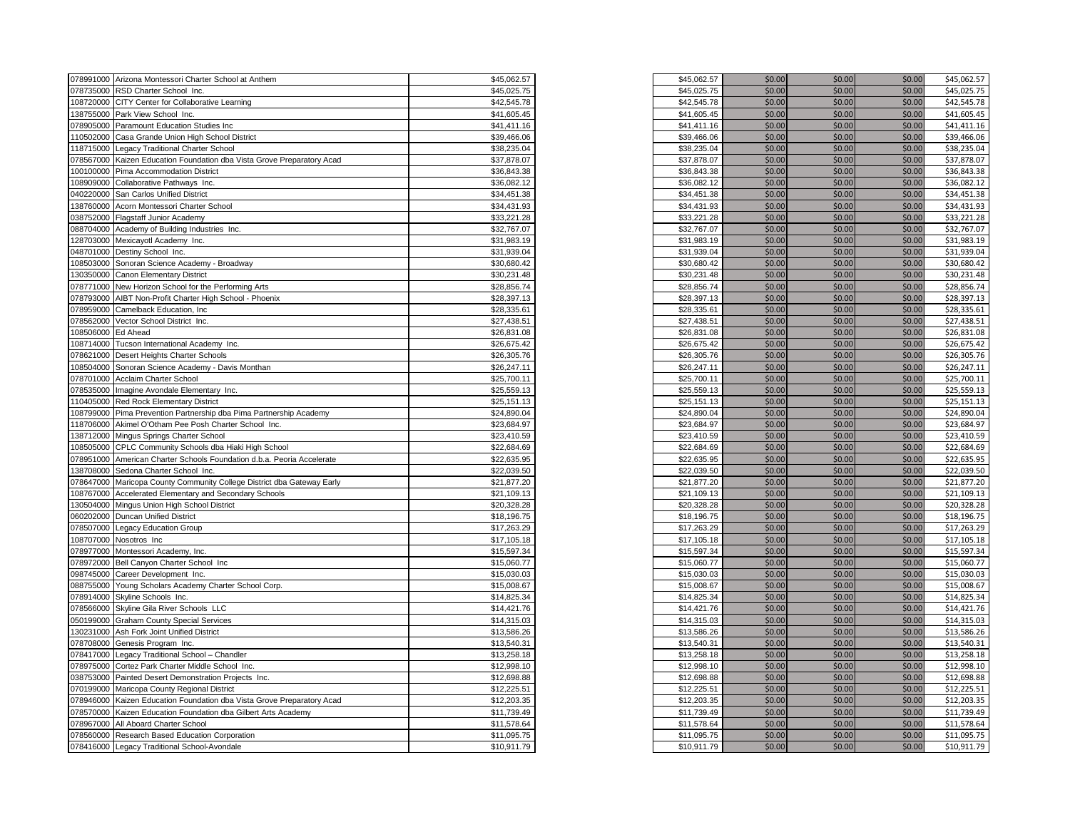| | | | | | | | |
|---|---|---|---|---|---|---|---|
| 078991000 | Arizona Montessori Charter School at Anthem | $45,062.57 | $45,062.57 | $0.00 | $0.00 | $0.00 | $45,062.57 |
| 078735000 | RSD Charter School Inc. | $45,025.75 | $45,025.75 | $0.00 | $0.00 | $0.00 | $45,025.75 |
| 108720000 | CITY Center for Collaborative Learning | $42,545.78 | $42,545.78 | $0.00 | $0.00 | $0.00 | $42,545.78 |
| 138755000 | Park View School Inc. | $41,605.45 | $41,605.45 | $0.00 | $0.00 | $0.00 | $41,605.45 |
| 078905000 | Paramount Education Studies Inc | $41,411.16 | $41,411.16 | $0.00 | $0.00 | $0.00 | $41,411.16 |
| 110502000 | Casa Grande Union High School District | $39,466.06 | $39,466.06 | $0.00 | $0.00 | $0.00 | $39,466.06 |
| 118715000 | Legacy Traditional Charter School | $38,235.04 | $38,235.04 | $0.00 | $0.00 | $0.00 | $38,235.04 |
| 078567000 | Kaizen Education Foundation dba Vista Grove Preparatory Acad | $37,878.07 | $37,878.07 | $0.00 | $0.00 | $0.00 | $37,878.07 |
| 100100000 | Pima Accommodation District | $36,843.38 | $36,843.38 | $0.00 | $0.00 | $0.00 | $36,843.38 |
| 108909000 | Collaborative Pathways Inc. | $36,082.12 | $36,082.12 | $0.00 | $0.00 | $0.00 | $36,082.12 |
| 040220000 | San Carlos Unified District | $34,451.38 | $34,451.38 | $0.00 | $0.00 | $0.00 | $34,451.38 |
| 138760000 | Acorn Montessori Charter School | $34,431.93 | $34,431.93 | $0.00 | $0.00 | $0.00 | $34,431.93 |
| 038752000 | Flagstaff Junior Academy | $33,221.28 | $33,221.28 | $0.00 | $0.00 | $0.00 | $33,221.28 |
| 088704000 | Academy of Building Industries Inc. | $32,767.07 | $32,767.07 | $0.00 | $0.00 | $0.00 | $32,767.07 |
| 128703000 | Mexicayotl Academy Inc. | $31,983.19 | $31,983.19 | $0.00 | $0.00 | $0.00 | $31,983.19 |
| 048701000 | Destiny School Inc. | $31,939.04 | $31,939.04 | $0.00 | $0.00 | $0.00 | $31,939.04 |
| 108503000 | Sonoran Science Academy - Broadway | $30,680.42 | $30,680.42 | $0.00 | $0.00 | $0.00 | $30,680.42 |
| 130350000 | Canon Elementary District | $30,231.48 | $30,231.48 | $0.00 | $0.00 | $0.00 | $30,231.48 |
| 078771000 | New Horizon School for the Performing Arts | $28,856.74 | $28,856.74 | $0.00 | $0.00 | $0.00 | $28,856.74 |
| 078793000 | AIBT Non-Profit Charter High School - Phoenix | $28,397.13 | $28,397.13 | $0.00 | $0.00 | $0.00 | $28,397.13 |
| 078959000 | Camelback Education, Inc | $28,335.61 | $28,335.61 | $0.00 | $0.00 | $0.00 | $28,335.61 |
| 078562000 | Vector School District Inc. | $27,438.51 | $27,438.51 | $0.00 | $0.00 | $0.00 | $27,438.51 |
| 108506000 | Ed Ahead | $26,831.08 | $26,831.08 | $0.00 | $0.00 | $0.00 | $26,831.08 |
| 108714000 | Tucson International Academy Inc. | $26,675.42 | $26,675.42 | $0.00 | $0.00 | $0.00 | $26,675.42 |
| 078621000 | Desert Heights Charter Schools | $26,305.76 | $26,305.76 | $0.00 | $0.00 | $0.00 | $26,305.76 |
| 108504000 | Sonoran Science Academy - Davis Monthan | $26,247.11 | $26,247.11 | $0.00 | $0.00 | $0.00 | $26,247.11 |
| 078701000 | Acclaim Charter School | $25,700.11 | $25,700.11 | $0.00 | $0.00 | $0.00 | $25,700.11 |
| 078535000 | Imagine Avondale Elementary Inc. | $25,559.13 | $25,559.13 | $0.00 | $0.00 | $0.00 | $25,559.13 |
| 110405000 | Red Rock Elementary District | $25,151.13 | $25,151.13 | $0.00 | $0.00 | $0.00 | $25,151.13 |
| 108799000 | Pima Prevention Partnership dba Pima Partnership Academy | $24,890.04 | $24,890.04 | $0.00 | $0.00 | $0.00 | $24,890.04 |
| 118706000 | Akimel O'Otham Pee Posh Charter School Inc. | $23,684.97 | $23,684.97 | $0.00 | $0.00 | $0.00 | $23,684.97 |
| 138712000 | Mingus Springs Charter School | $23,410.59 | $23,410.59 | $0.00 | $0.00 | $0.00 | $23,410.59 |
| 108505000 | CPLC Community Schools dba Hiaki High School | $22,684.69 | $22,684.69 | $0.00 | $0.00 | $0.00 | $22,684.69 |
| 078951000 | American Charter Schools Foundation d.b.a. Peoria Accelerate | $22,635.95 | $22,635.95 | $0.00 | $0.00 | $0.00 | $22,635.95 |
| 138708000 | Sedona Charter School Inc. | $22,039.50 | $22,039.50 | $0.00 | $0.00 | $0.00 | $22,039.50 |
| 078647000 | Maricopa County Community College District dba Gateway Early | $21,877.20 | $21,877.20 | $0.00 | $0.00 | $0.00 | $21,877.20 |
| 108767000 | Accelerated Elementary and Secondary Schools | $21,109.13 | $21,109.13 | $0.00 | $0.00 | $0.00 | $21,109.13 |
| 130504000 | Mingus Union High School District | $20,328.28 | $20,328.28 | $0.00 | $0.00 | $0.00 | $20,328.28 |
| 060202000 | Duncan Unified District | $18,196.75 | $18,196.75 | $0.00 | $0.00 | $0.00 | $18,196.75 |
| 078507000 | Legacy Education Group | $17,263.29 | $17,263.29 | $0.00 | $0.00 | $0.00 | $17,263.29 |
| 108707000 | Nosotros Inc | $17,105.18 | $17,105.18 | $0.00 | $0.00 | $0.00 | $17,105.18 |
| 078977000 | Montessori Academy, Inc. | $15,597.34 | $15,597.34 | $0.00 | $0.00 | $0.00 | $15,597.34 |
| 078972000 | Bell Canyon Charter School Inc | $15,060.77 | $15,060.77 | $0.00 | $0.00 | $0.00 | $15,060.77 |
| 098745000 | Career Development Inc. | $15,030.03 | $15,030.03 | $0.00 | $0.00 | $0.00 | $15,030.03 |
| 088755000 | Young Scholars Academy Charter School Corp. | $15,008.67 | $15,008.67 | $0.00 | $0.00 | $0.00 | $15,008.67 |
| 078914000 | Skyline Schools Inc. | $14,825.34 | $14,825.34 | $0.00 | $0.00 | $0.00 | $14,825.34 |
| 078566000 | Skyline Gila River Schools LLC | $14,421.76 | $14,421.76 | $0.00 | $0.00 | $0.00 | $14,421.76 |
| 050199000 | Graham County Special Services | $14,315.03 | $14,315.03 | $0.00 | $0.00 | $0.00 | $14,315.03 |
| 130231000 | Ash Fork Joint Unified District | $13,586.26 | $13,586.26 | $0.00 | $0.00 | $0.00 | $13,586.26 |
| 078708000 | Genesis Program Inc. | $13,540.31 | $13,540.31 | $0.00 | $0.00 | $0.00 | $13,540.31 |
| 078417000 | Legacy Traditional School – Chandler | $13,258.18 | $13,258.18 | $0.00 | $0.00 | $0.00 | $13,258.18 |
| 078975000 | Cortez Park Charter Middle School Inc. | $12,998.10 | $12,998.10 | $0.00 | $0.00 | $0.00 | $12,998.10 |
| 038753000 | Painted Desert Demonstration Projects Inc. | $12,698.88 | $12,698.88 | $0.00 | $0.00 | $0.00 | $12,698.88 |
| 070199000 | Maricopa County Regional District | $12,225.51 | $12,225.51 | $0.00 | $0.00 | $0.00 | $12,225.51 |
| 078946000 | Kaizen Education Foundation dba Vista Grove Preparatory Acad | $12,203.35 | $12,203.35 | $0.00 | $0.00 | $0.00 | $12,203.35 |
| 078570000 | Kaizen Education Foundation dba Gilbert Arts Academy | $11,739.49 | $11,739.49 | $0.00 | $0.00 | $0.00 | $11,739.49 |
| 078967000 | All Aboard Charter School | $11,578.64 | $11,578.64 | $0.00 | $0.00 | $0.00 | $11,578.64 |
| 078560000 | Research Based Education Corporation | $11,095.75 | $11,095.75 | $0.00 | $0.00 | $0.00 | $11,095.75 |
| 078416000 | Legacy Traditional School-Avondale | $10,911.79 | $10,911.79 | $0.00 | $0.00 | $0.00 | $10,911.79 |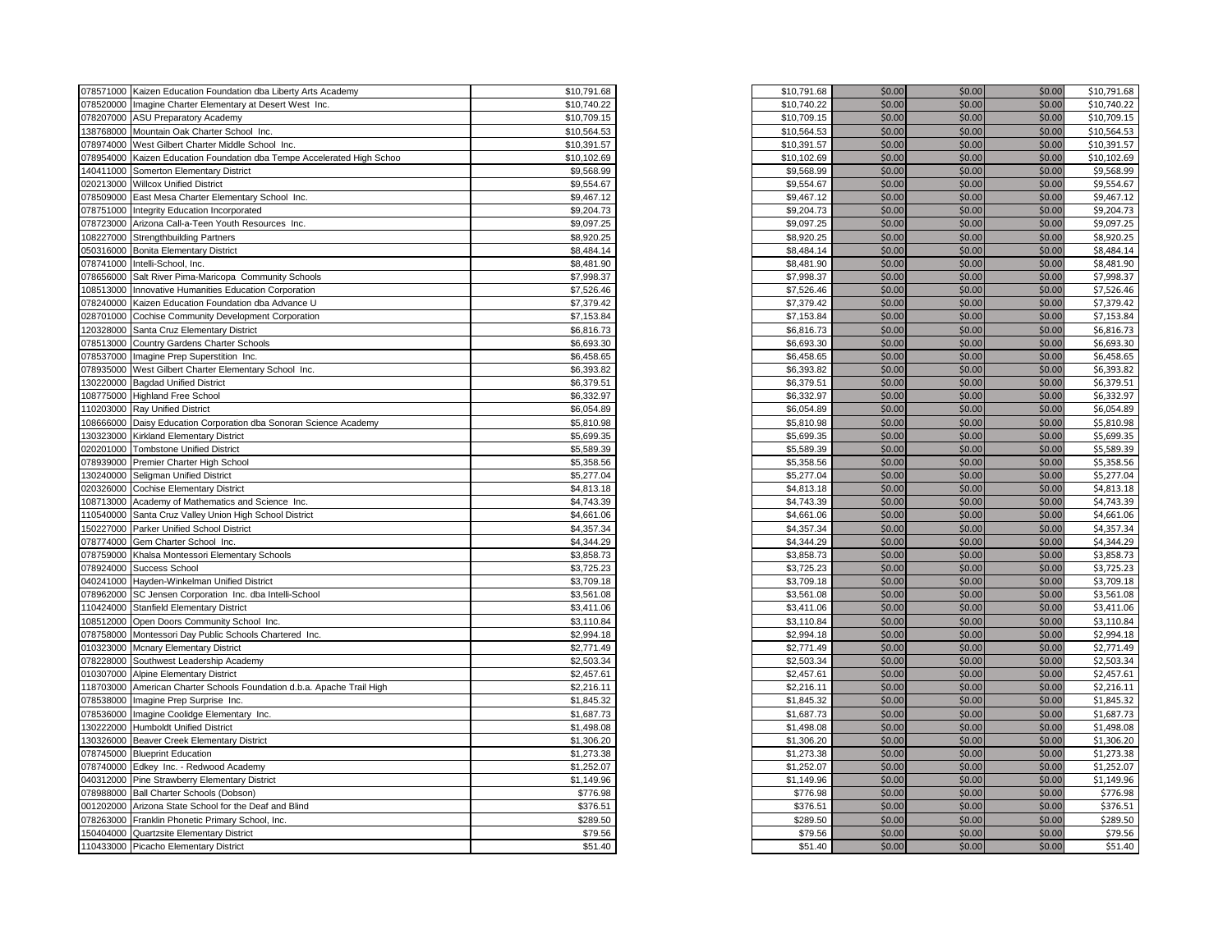|  |  |  |  |  |  |  |  |
|---|---|---|---|---|---|---|---|
| 078571000 | Kaizen Education Foundation dba Liberty Arts Academy | $10,791.68 | $10,791.68 | $0.00 | $0.00 | $0.00 | $10,791.68 |
| 078520000 | Imagine Charter Elementary at Desert West Inc. | $10,740.22 | $10,740.22 | $0.00 | $0.00 | $0.00 | $10,740.22 |
| 078207000 | ASU Preparatory Academy | $10,709.15 | $10,709.15 | $0.00 | $0.00 | $0.00 | $10,709.15 |
| 138768000 | Mountain Oak Charter School Inc. | $10,564.53 | $10,564.53 | $0.00 | $0.00 | $0.00 | $10,564.53 |
| 078974000 | West Gilbert Charter Middle School Inc. | $10,391.57 | $10,391.57 | $0.00 | $0.00 | $0.00 | $10,391.57 |
| 078954000 | Kaizen Education Foundation dba Tempe Accelerated High Schoo | $10,102.69 | $10,102.69 | $0.00 | $0.00 | $0.00 | $10,102.69 |
| 140411000 | Somerton Elementary District | $9,568.99 | $9,568.99 | $0.00 | $0.00 | $0.00 | $9,568.99 |
| 020213000 | Willcox Unified District | $9,554.67 | $9,554.67 | $0.00 | $0.00 | $0.00 | $9,554.67 |
| 078509000 | East Mesa Charter Elementary School Inc. | $9,467.12 | $9,467.12 | $0.00 | $0.00 | $0.00 | $9,467.12 |
| 078751000 | Integrity Education Incorporated | $9,204.73 | $9,204.73 | $0.00 | $0.00 | $0.00 | $9,204.73 |
| 078723000 | Arizona Call-a-Teen Youth Resources Inc. | $9,097.25 | $9,097.25 | $0.00 | $0.00 | $0.00 | $9,097.25 |
| 108227000 | Strengthbuilding Partners | $8,920.25 | $8,920.25 | $0.00 | $0.00 | $0.00 | $8,920.25 |
| 050316000 | Bonita Elementary District | $8,484.14 | $8,484.14 | $0.00 | $0.00 | $0.00 | $8,484.14 |
| 078741000 | Intelli-School, Inc. | $8,481.90 | $8,481.90 | $0.00 | $0.00 | $0.00 | $8,481.90 |
| 078656000 | Salt River Pima-Maricopa Community Schools | $7,998.37 | $7,998.37 | $0.00 | $0.00 | $0.00 | $7,998.37 |
| 108513000 | Innovative Humanities Education Corporation | $7,526.46 | $7,526.46 | $0.00 | $0.00 | $0.00 | $7,526.46 |
| 078240000 | Kaizen Education Foundation dba Advance U | $7,379.42 | $7,379.42 | $0.00 | $0.00 | $0.00 | $7,379.42 |
| 028701000 | Cochise Community Development Corporation | $7,153.84 | $7,153.84 | $0.00 | $0.00 | $0.00 | $7,153.84 |
| 120328000 | Santa Cruz Elementary District | $6,816.73 | $6,816.73 | $0.00 | $0.00 | $0.00 | $6,816.73 |
| 078513000 | Country Gardens Charter Schools | $6,693.30 | $6,693.30 | $0.00 | $0.00 | $0.00 | $6,693.30 |
| 078537000 | Imagine Prep Superstition Inc. | $6,458.65 | $6,458.65 | $0.00 | $0.00 | $0.00 | $6,458.65 |
| 078935000 | West Gilbert Charter Elementary School Inc. | $6,393.82 | $6,393.82 | $0.00 | $0.00 | $0.00 | $6,393.82 |
| 130220000 | Bagdad Unified District | $6,379.51 | $6,379.51 | $0.00 | $0.00 | $0.00 | $6,379.51 |
| 108775000 | Highland Free School | $6,332.97 | $6,332.97 | $0.00 | $0.00 | $0.00 | $6,332.97 |
| 110203000 | Ray Unified District | $6,054.89 | $6,054.89 | $0.00 | $0.00 | $0.00 | $6,054.89 |
| 108666000 | Daisy Education Corporation dba Sonoran Science Academy | $5,810.98 | $5,810.98 | $0.00 | $0.00 | $0.00 | $5,810.98 |
| 130323000 | Kirkland Elementary District | $5,699.35 | $5,699.35 | $0.00 | $0.00 | $0.00 | $5,699.35 |
| 020201000 | Tombstone Unified District | $5,589.39 | $5,589.39 | $0.00 | $0.00 | $0.00 | $5,589.39 |
| 078939000 | Premier Charter High School | $5,358.56 | $5,358.56 | $0.00 | $0.00 | $0.00 | $5,358.56 |
| 130240000 | Seligman Unified District | $5,277.04 | $5,277.04 | $0.00 | $0.00 | $0.00 | $5,277.04 |
| 020326000 | Cochise Elementary District | $4,813.18 | $4,813.18 | $0.00 | $0.00 | $0.00 | $4,813.18 |
| 108713000 | Academy of Mathematics and Science Inc. | $4,743.39 | $4,743.39 | $0.00 | $0.00 | $0.00 | $4,743.39 |
| 110540000 | Santa Cruz Valley Union High School District | $4,661.06 | $4,661.06 | $0.00 | $0.00 | $0.00 | $4,661.06 |
| 150227000 | Parker Unified School District | $4,357.34 | $4,357.34 | $0.00 | $0.00 | $0.00 | $4,357.34 |
| 078774000 | Gem Charter School Inc. | $4,344.29 | $4,344.29 | $0.00 | $0.00 | $0.00 | $4,344.29 |
| 078759000 | Khalsa Montessori Elementary Schools | $3,858.73 | $3,858.73 | $0.00 | $0.00 | $0.00 | $3,858.73 |
| 078924000 | Success School | $3,725.23 | $3,725.23 | $0.00 | $0.00 | $0.00 | $3,725.23 |
| 040241000 | Hayden-Winkelman Unified District | $3,709.18 | $3,709.18 | $0.00 | $0.00 | $0.00 | $3,709.18 |
| 078962000 | SC Jensen Corporation Inc. dba Intelli-School | $3,561.08 | $3,561.08 | $0.00 | $0.00 | $0.00 | $3,561.08 |
| 110424000 | Stanfield Elementary District | $3,411.06 | $3,411.06 | $0.00 | $0.00 | $0.00 | $3,411.06 |
| 108512000 | Open Doors Community School Inc. | $3,110.84 | $3,110.84 | $0.00 | $0.00 | $0.00 | $3,110.84 |
| 078758000 | Montessori Day Public Schools Chartered Inc. | $2,994.18 | $2,994.18 | $0.00 | $0.00 | $0.00 | $2,994.18 |
| 010323000 | Mcnary Elementary District | $2,771.49 | $2,771.49 | $0.00 | $0.00 | $0.00 | $2,771.49 |
| 078228000 | Southwest Leadership Academy | $2,503.34 | $2,503.34 | $0.00 | $0.00 | $0.00 | $2,503.34 |
| 010307000 | Alpine Elementary District | $2,457.61 | $2,457.61 | $0.00 | $0.00 | $0.00 | $2,457.61 |
| 118703000 | American Charter Schools Foundation d.b.a. Apache Trail High | $2,216.11 | $2,216.11 | $0.00 | $0.00 | $0.00 | $2,216.11 |
| 078538000 | Imagine Prep Surprise Inc. | $1,845.32 | $1,845.32 | $0.00 | $0.00 | $0.00 | $1,845.32 |
| 078536000 | Imagine Coolidge Elementary Inc. | $1,687.73 | $1,687.73 | $0.00 | $0.00 | $0.00 | $1,687.73 |
| 130222000 | Humboldt Unified District | $1,498.08 | $1,498.08 | $0.00 | $0.00 | $0.00 | $1,498.08 |
| 130326000 | Beaver Creek Elementary District | $1,306.20 | $1,306.20 | $0.00 | $0.00 | $0.00 | $1,306.20 |
| 078745000 | Blueprint Education | $1,273.38 | $1,273.38 | $0.00 | $0.00 | $0.00 | $1,273.38 |
| 078740000 | Edkey Inc. - Redwood Academy | $1,252.07 | $1,252.07 | $0.00 | $0.00 | $0.00 | $1,252.07 |
| 040312000 | Pine Strawberry Elementary District | $1,149.96 | $1,149.96 | $0.00 | $0.00 | $0.00 | $1,149.96 |
| 078988000 | Ball Charter Schools (Dobson) | $776.98 | $776.98 | $0.00 | $0.00 | $0.00 | $776.98 |
| 001202000 | Arizona State School for the Deaf and Blind | $376.51 | $376.51 | $0.00 | $0.00 | $0.00 | $376.51 |
| 078263000 | Franklin Phonetic Primary School, Inc. | $289.50 | $289.50 | $0.00 | $0.00 | $0.00 | $289.50 |
| 150404000 | Quartzsite Elementary District | $79.56 | $79.56 | $0.00 | $0.00 | $0.00 | $79.56 |
| 110433000 | Picacho Elementary District | $51.40 | $51.40 | $0.00 | $0.00 | $0.00 | $51.40 |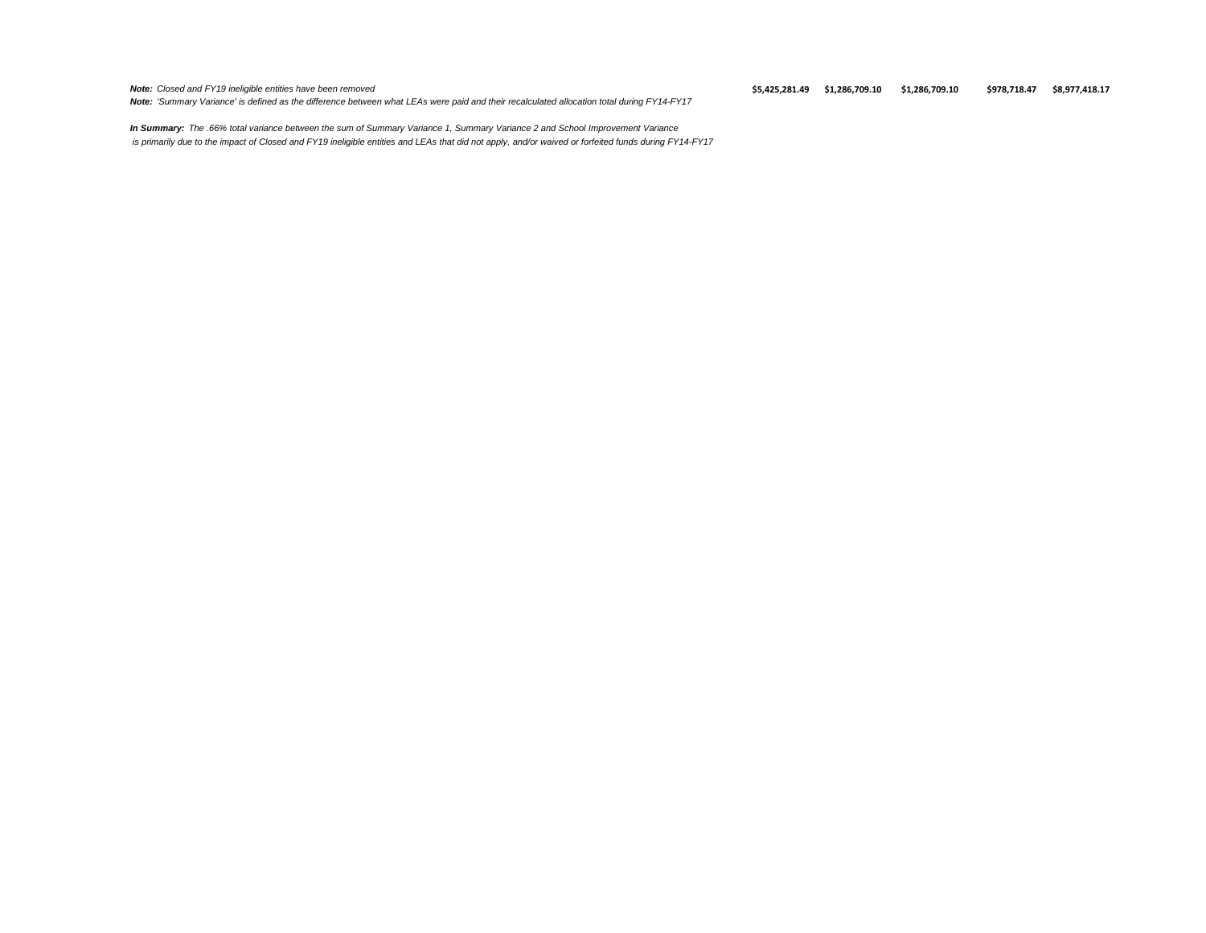| | | | | | |
|---|---|---|---|---|---|
| ***Note:*** *Closed and FY19 ineligible entities have been removed* | **$5,425,281.49** | **$1,286,709.10** | **$1,286,709.10** | **$978,718.47** | **$8,977,418.17** |
| ***Note:*** *'Summary Variance' is defined as the difference between what LEAs were paid and their recalculated allocation total during FY14-FY17* | | | | | |

***In Summary:*** *The .66% total variance between the sum of Summary Variance 1, Summary Variance 2 and School Improvement Variance is primarily due to the impact of Closed and FY19 ineligible entities and LEAs that did not apply, and/or waived or forfeited funds during FY14-FY17*